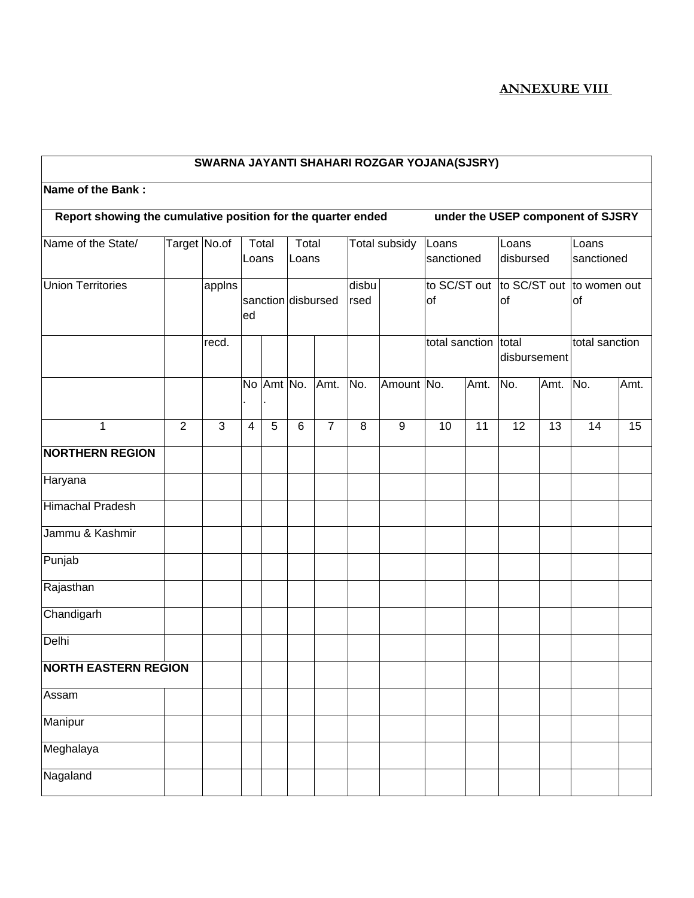**ANNEXURE VIII**

| SWARNA JAYANTI SHAHARI ROZGAR YOJANA(SJSRY) | | | | | | | | | | | | | | |
|---|---|---|---|---|---|---|---|---|---|---|---|---|---|---|
| **Name of the Bank :** | | | | | | | | | | | | | | |
| **Report showing the cumulative position for the quarter ended under the USEP component of SJSRY** | | | | | | | | | | | | | | |
| Name of the State/ Union Territories | Target | No.of applns recd. | Total Loans sanctioned | | Total Loans disbursed | | Total subsidy disbursed | | Loans sanctioned to SC/ST out of total sanction | | Loans disbursed to SC/ST out of total disbursement | | Loans sanctioned to women out of total sanction | |
| | | | No. | Amt. | No. | Amt. | No. | Amount | No. | Amt. | No. | Amt. | No. | Amt. |
| 1 | 2 | 3 | 4 | 5 | 6 | 7 | 8 | 9 | 10 | 11 | 12 | 13 | 14 | 15 |
| **NORTHERN REGION** | | | | | | | | | | | | | | |
| Haryana | | | | | | | | | | | | | | |
| Himachal Pradesh | | | | | | | | | | | | | | |
| Jammu & Kashmir | | | | | | | | | | | | | | |
| Punjab | | | | | | | | | | | | | | |
| Rajasthan | | | | | | | | | | | | | | |
| Chandigarh | | | | | | | | | | | | | | |
| Delhi | | | | | | | | | | | | | | |
| **NORTH EASTERN REGION** | | | | | | | | | | | | | | |
| Assam | | | | | | | | | | | | | | |
| Manipur | | | | | | | | | | | | | | |
| Meghalaya | | | | | | | | | | | | | | |
| Nagaland | | | | | | | | | | | | | | |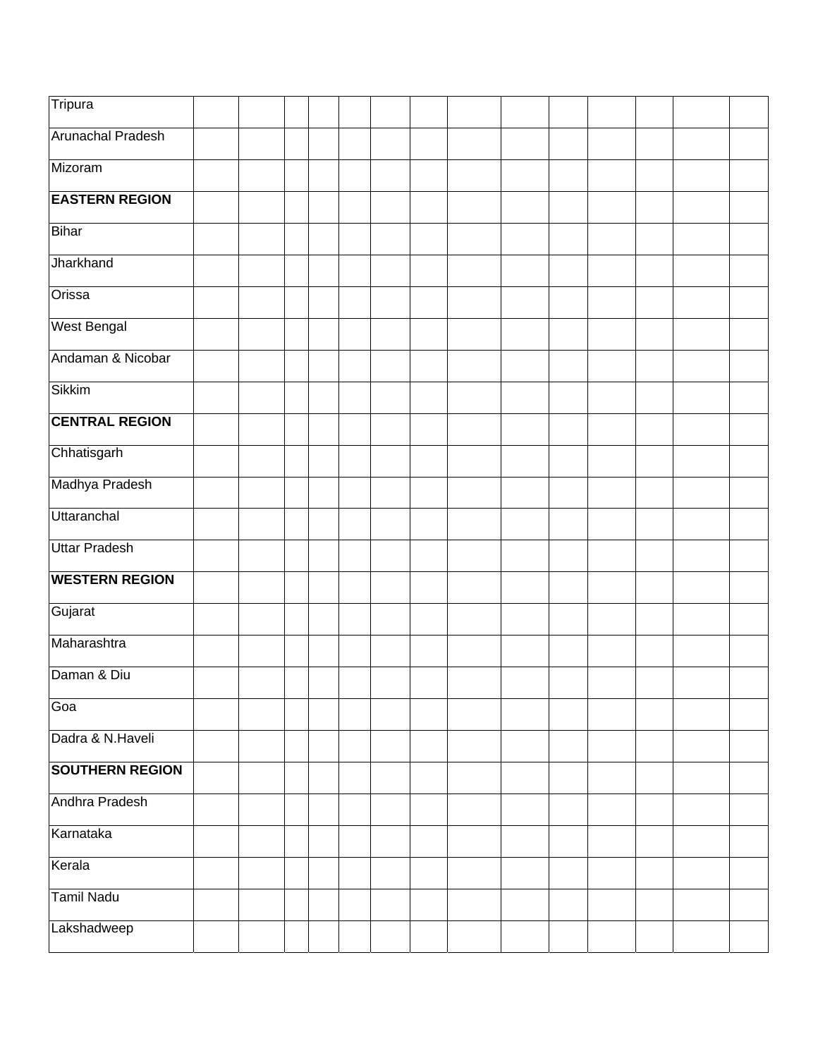| | | | | | | | | | | | | | | |
|---|---|---|---|---|---|---|---|---|---|---|---|---|---|---|
| Tripura | | | | | | | | | | | | | | |
| Arunachal Pradesh | | | | | | | | | | | | | | |
| Mizoram | | | | | | | | | | | | | | |
| **EASTERN REGION** | | | | | | | | | | | | | | |
| Bihar | | | | | | | | | | | | | | |
| Jharkhand | | | | | | | | | | | | | | |
| Orissa | | | | | | | | | | | | | | |
| West Bengal | | | | | | | | | | | | | | |
| Andaman & Nicobar | | | | | | | | | | | | | | |
| Sikkim | | | | | | | | | | | | | | |
| **CENTRAL REGION** | | | | | | | | | | | | | | |
| Chhatisgarh | | | | | | | | | | | | | | |
| Madhya Pradesh | | | | | | | | | | | | | | |
| Uttaranchal | | | | | | | | | | | | | | |
| Uttar Pradesh | | | | | | | | | | | | | | |
| **WESTERN REGION** | | | | | | | | | | | | | | |
| Gujarat | | | | | | | | | | | | | | |
| Maharashtra | | | | | | | | | | | | | | |
| Daman & Diu | | | | | | | | | | | | | | |
| Goa | | | | | | | | | | | | | | |
| Dadra & N.Haveli | | | | | | | | | | | | | | |
| **SOUTHERN REGION** | | | | | | | | | | | | | | |
| Andhra Pradesh | | | | | | | | | | | | | | |
| Karnataka | | | | | | | | | | | | | | |
| Kerala | | | | | | | | | | | | | | |
| Tamil Nadu | | | | | | | | | | | | | | |
| Lakshadweep | | | | | | | | | | | | | | |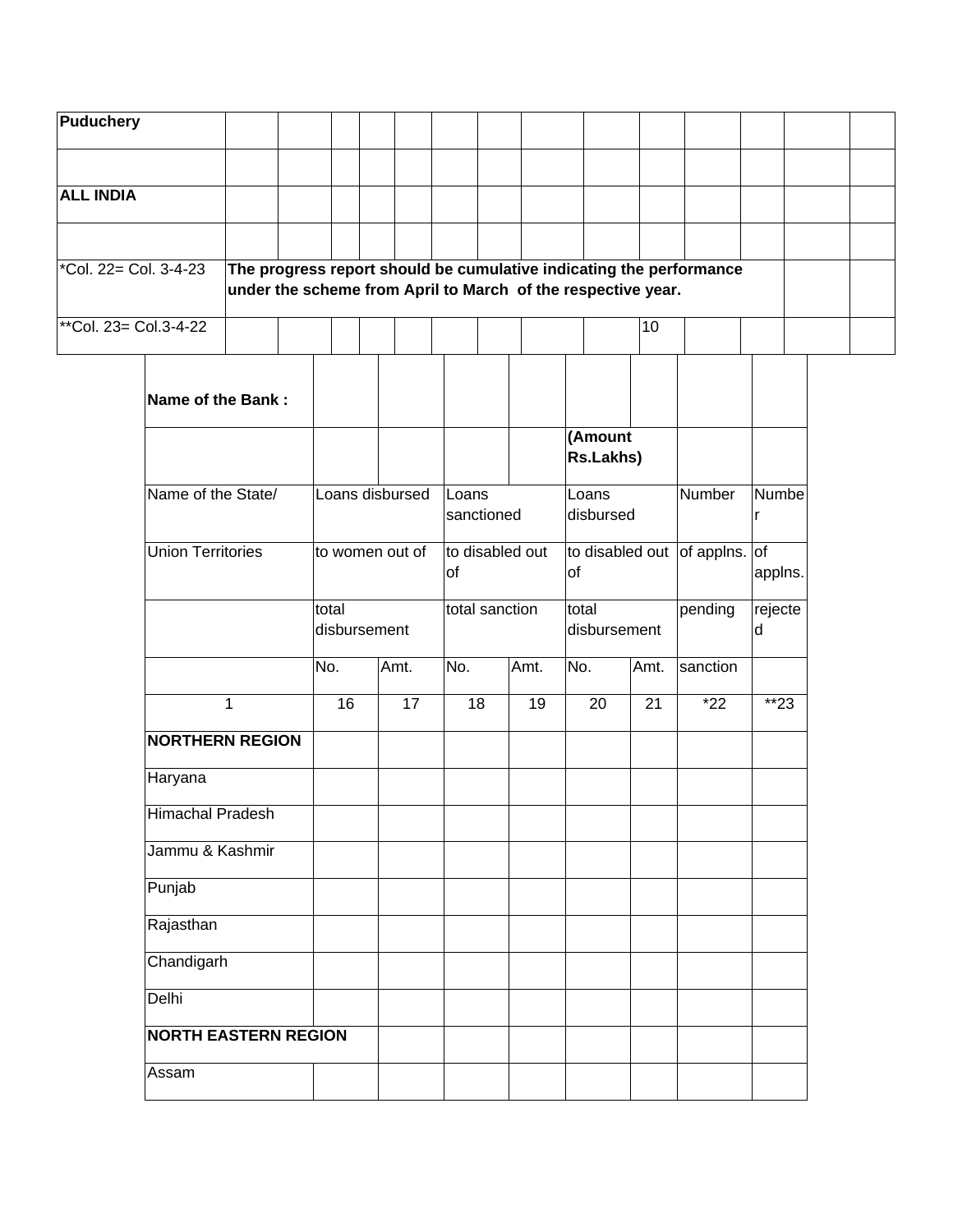| Puduchery | | | | | | | | | | | | | | |
|---|---|---|---|---|---|---|---|---|---|---|---|---|---|---|
| | | | | | | | | | | | | | | |
| **ALL INDIA** | | | | | | | | | | | | | | |
| | | | | | | | | | | | | | | |
| *Col. 22= Col. 3-4-23 | **The progress report should be cumulative indicating the performance under the scheme from April to March of the respective year.** | | | | | | | | | | | | | |
| **Col. 23= Col.3-4-22 | | | | | | | | | | 10 | | | | |

| **Name of the Bank :** | | | | | | | | |
|---|---|---|---|---|---|---|---|---|
| | | | | | **(Amount Rs.Lakhs)** | | | |
| Name of the State/ | Loans disbursed | | Loans sanctioned | | Loans disbursed | | Number | Number |
| Union Territories | to women out of | | to disabled out of | | to disabled out of | | of applns. | of applns. |
| | total disbursement | | total sanction | | total disbursement | | pending | rejected |
| | No. | Amt. | No. | Amt. | No. | Amt. | sanction | |
| 1 | 16 | 17 | 18 | 19 | 20 | 21 | *22 | **23 |
| **NORTHERN REGION** | | | | | | | | |
| Haryana | | | | | | | | |
| Himachal Pradesh | | | | | | | | |
| Jammu & Kashmir | | | | | | | | |
| Punjab | | | | | | | | |
| Rajasthan | | | | | | | | |
| Chandigarh | | | | | | | | |
| Delhi | | | | | | | | |
| **NORTH EASTERN REGION** | | | | | | | | |
| Assam | | | | | | | | |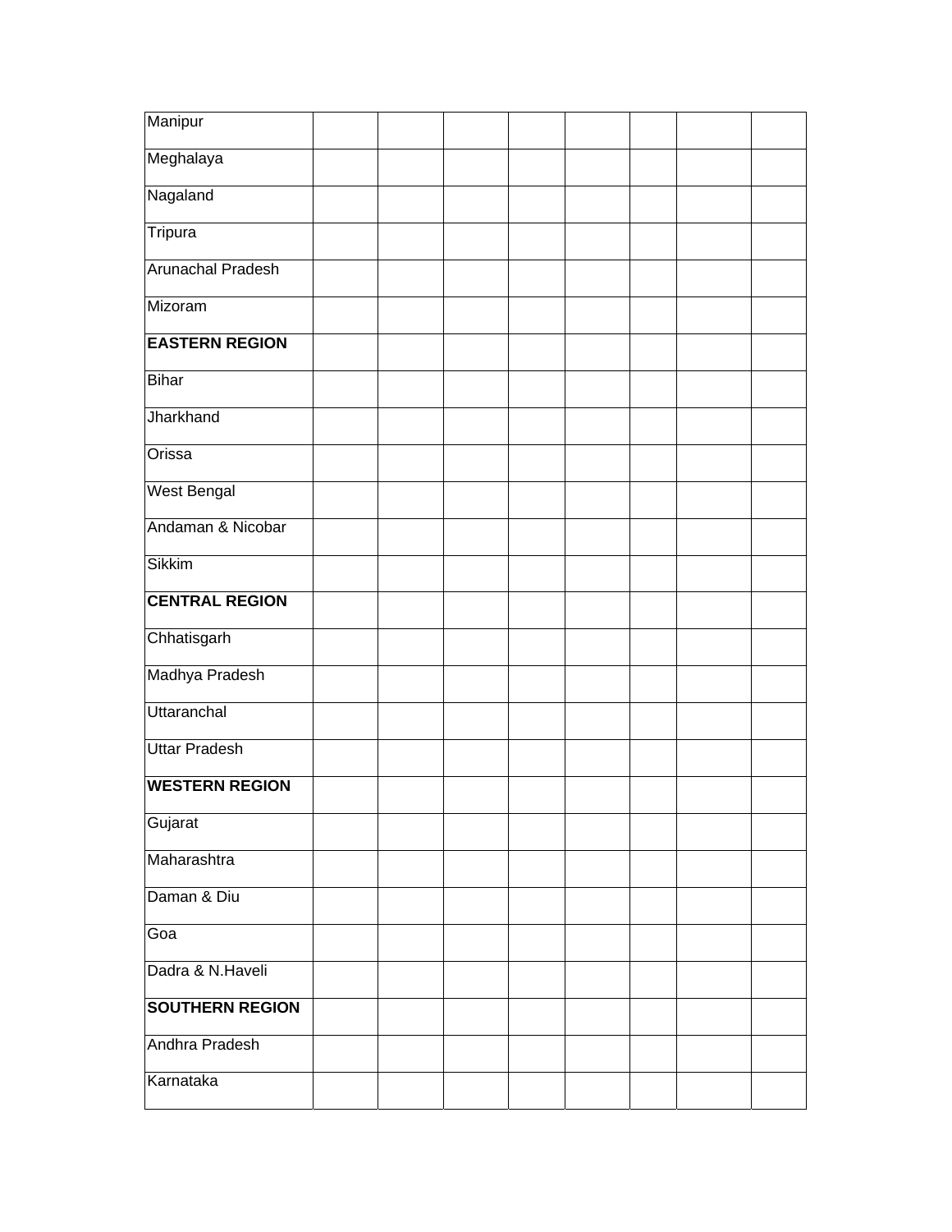| | | | | | | | | |
|---|---|---|---|---|---|---|---|---|
| Manipur | | | | | | | | |
| Meghalaya | | | | | | | | |
| Nagaland | | | | | | | | |
| Tripura | | | | | | | | |
| Arunachal Pradesh | | | | | | | | |
| Mizoram | | | | | | | | |
| **EASTERN REGION** | | | | | | | | |
| Bihar | | | | | | | | |
| Jharkhand | | | | | | | | |
| Orissa | | | | | | | | |
| West Bengal | | | | | | | | |
| Andaman & Nicobar | | | | | | | | |
| Sikkim | | | | | | | | |
| **CENTRAL REGION** | | | | | | | | |
| Chhatisgarh | | | | | | | | |
| Madhya Pradesh | | | | | | | | |
| Uttaranchal | | | | | | | | |
| Uttar Pradesh | | | | | | | | |
| **WESTERN REGION** | | | | | | | | |
| Gujarat | | | | | | | | |
| Maharashtra | | | | | | | | |
| Daman & Diu | | | | | | | | |
| Goa | | | | | | | | |
| Dadra & N.Haveli | | | | | | | | |
| **SOUTHERN REGION** | | | | | | | | |
| Andhra Pradesh | | | | | | | | |
| Karnataka | | | | | | | | |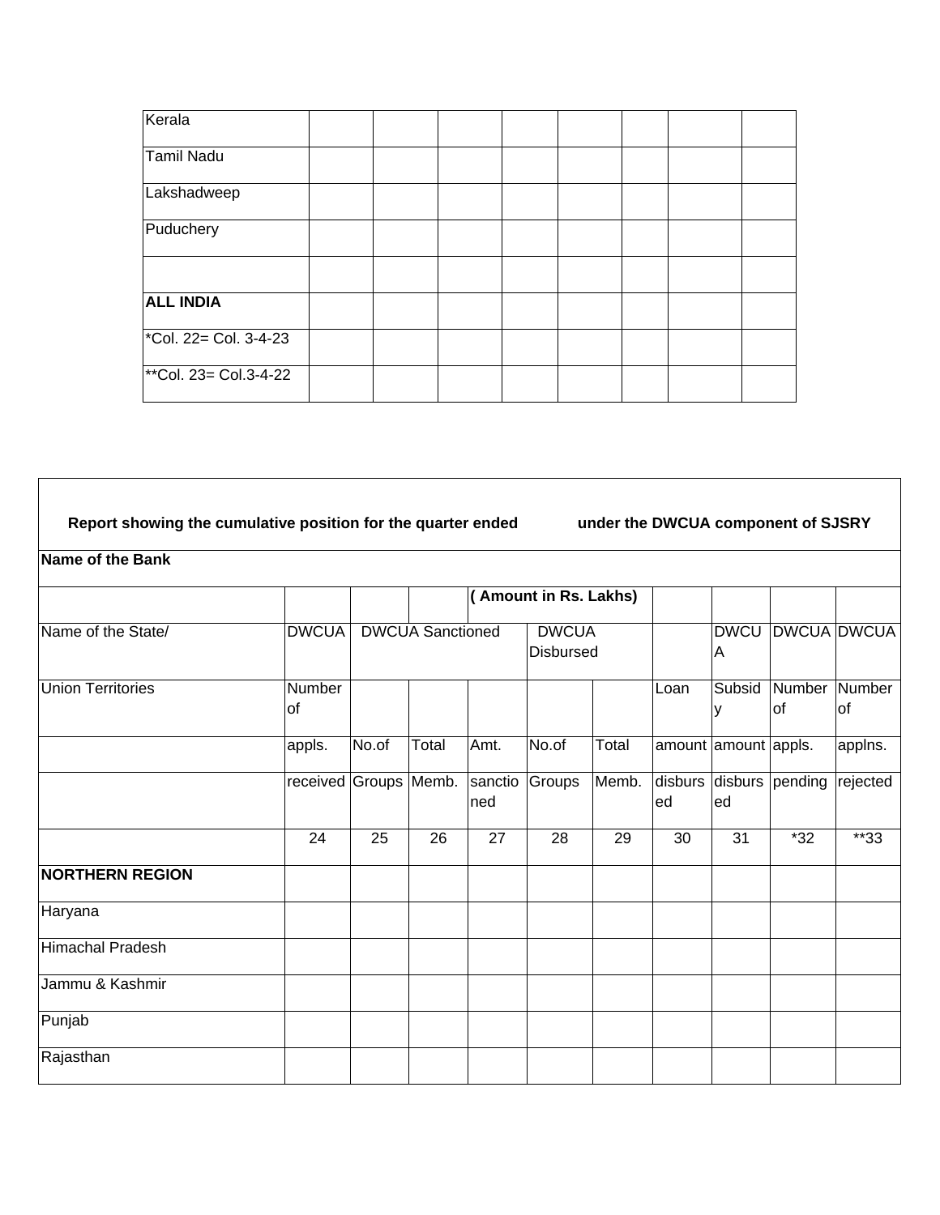| Kerala | | | | | | | | |
|---|---|---|---|---|---|---|---|---|
| Tamil Nadu | | | | | | | | |
| Lakshadweep | | | | | | | | |
| Puduchery | | | | | | | | |
| | | | | | | | | |
| **ALL INDIA** | | | | | | | | |
| *Col. 22= Col. 3-4-23 | | | | | | | | |
| **Col. 23= Col.3-4-22 | | | | | | | | |

**Report showing the cumulative position for the quarter ended under the DWCUA component of SJSRY**

**Name of the Bank**

| | | | | ( Amount in Rs. Lakhs) | | | | | | |
|---|---|---|---|---|---|---|---|---|---|---|
| Name of the State/ | DWCUA | DWCUA Sanctioned | | | DWCUA Disbursed | | | DWCUA | DWCUA | DWCUA |
| Union Territories | Number of | | | | | | Loan | Subsidy | Number of | Number of |
| | appls. | No.of | Total | Amt. | No.of | Total | amount | amount | appls. | applns. |
| | received | Groups | Memb. | sanctioned | Groups | Memb. | disbursed | disbursed | pending | rejected |
| | 24 | 25 | 26 | 27 | 28 | 29 | 30 | 31 | *32 | **33 |
| **NORTHERN REGION** | | | | | | | | | | |
| Haryana | | | | | | | | | | |
| Himachal Pradesh | | | | | | | | | | |
| Jammu & Kashmir | | | | | | | | | | |
| Punjab | | | | | | | | | | |
| Rajasthan | | | | | | | | | | |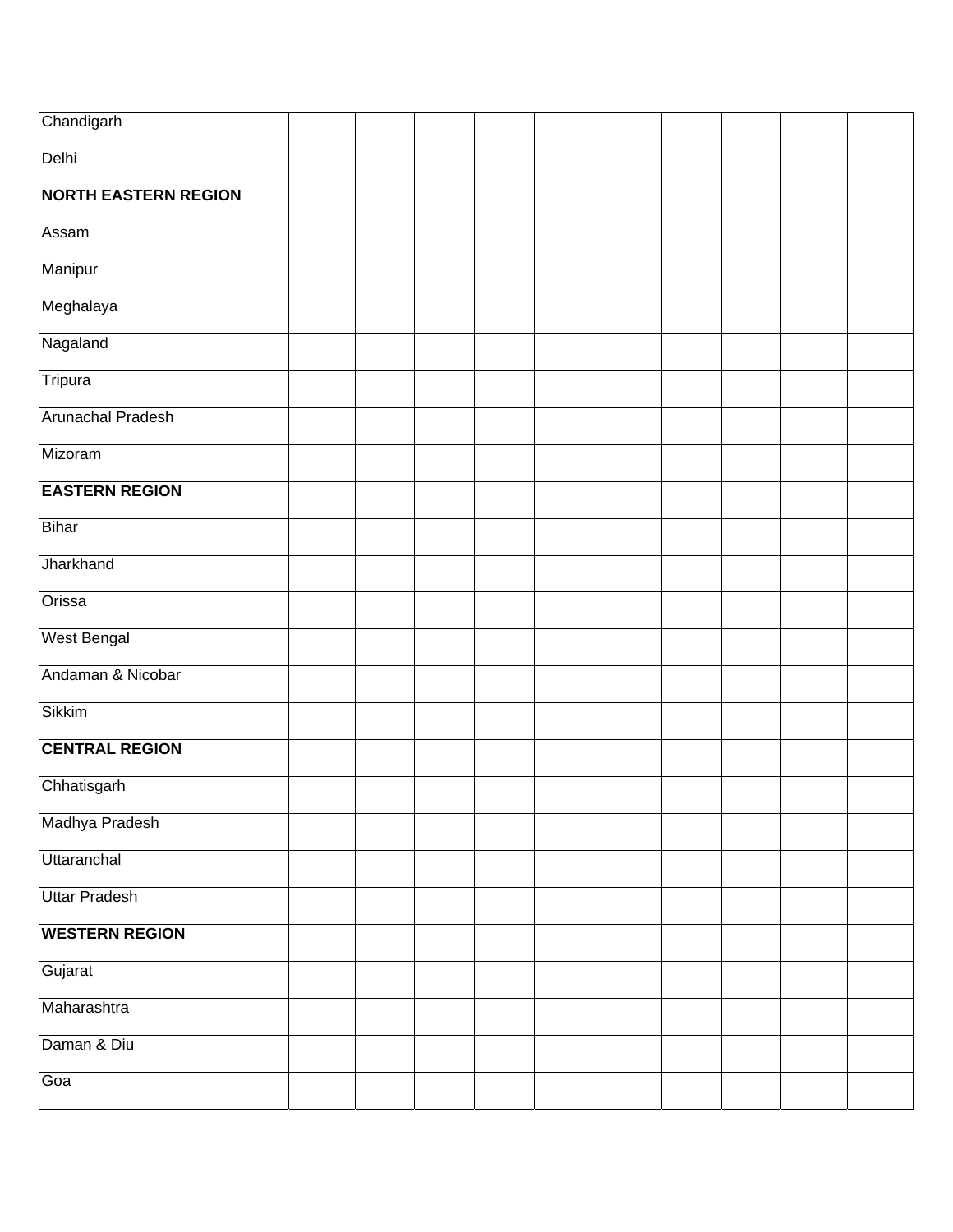| | | | | | | | | | | |
|---|---|---|---|---|---|---|---|---|---|---|
| Chandigarh | | | | | | | | | | |
| Delhi | | | | | | | | | | |
| **NORTH EASTERN REGION** | | | | | | | | | | |
| Assam | | | | | | | | | | |
| Manipur | | | | | | | | | | |
| Meghalaya | | | | | | | | | | |
| Nagaland | | | | | | | | | | |
| Tripura | | | | | | | | | | |
| Arunachal Pradesh | | | | | | | | | | |
| Mizoram | | | | | | | | | | |
| **EASTERN REGION** | | | | | | | | | | |
| Bihar | | | | | | | | | | |
| Jharkhand | | | | | | | | | | |
| Orissa | | | | | | | | | | |
| West Bengal | | | | | | | | | | |
| Andaman & Nicobar | | | | | | | | | | |
| Sikkim | | | | | | | | | | |
| **CENTRAL REGION** | | | | | | | | | | |
| Chhatisgarh | | | | | | | | | | |
| Madhya Pradesh | | | | | | | | | | |
| Uttaranchal | | | | | | | | | | |
| Uttar Pradesh | | | | | | | | | | |
| **WESTERN REGION** | | | | | | | | | | |
| Gujarat | | | | | | | | | | |
| Maharashtra | | | | | | | | | | |
| Daman & Diu | | | | | | | | | | |
| Goa | | | | | | | | | | |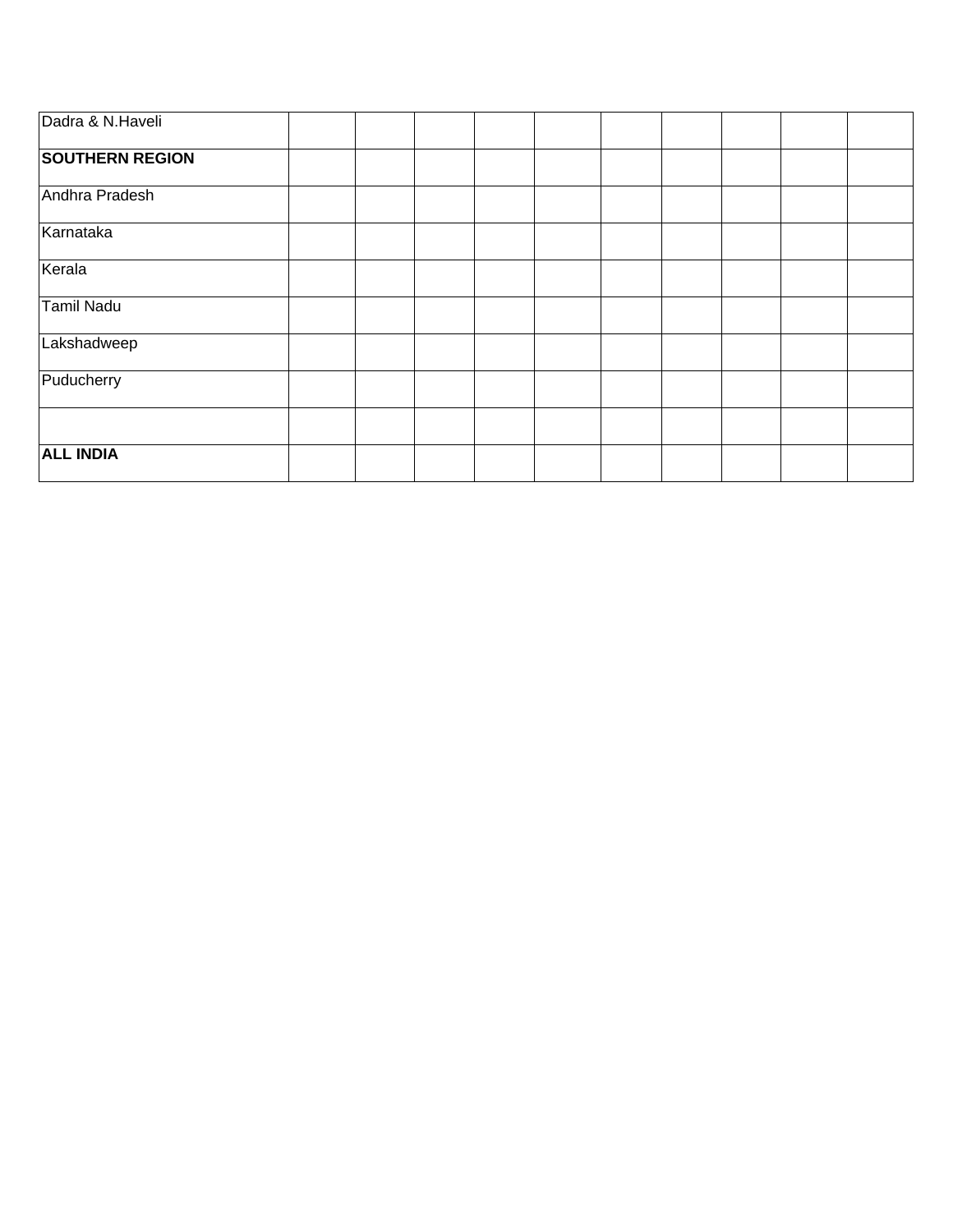| | | | | | | | | | | |
|---|---|---|---|---|---|---|---|---|---|---|
| Dadra & N.Haveli | | | | | | | | | | |
| **SOUTHERN REGION** | | | | | | | | | | |
| Andhra Pradesh | | | | | | | | | | |
| Karnataka | | | | | | | | | | |
| Kerala | | | | | | | | | | |
| Tamil Nadu | | | | | | | | | | |
| Lakshadweep | | | | | | | | | | |
| Puducherry | | | | | | | | | | |
| | | | | | | | | | | |
| **ALL INDIA** | | | | | | | | | | |